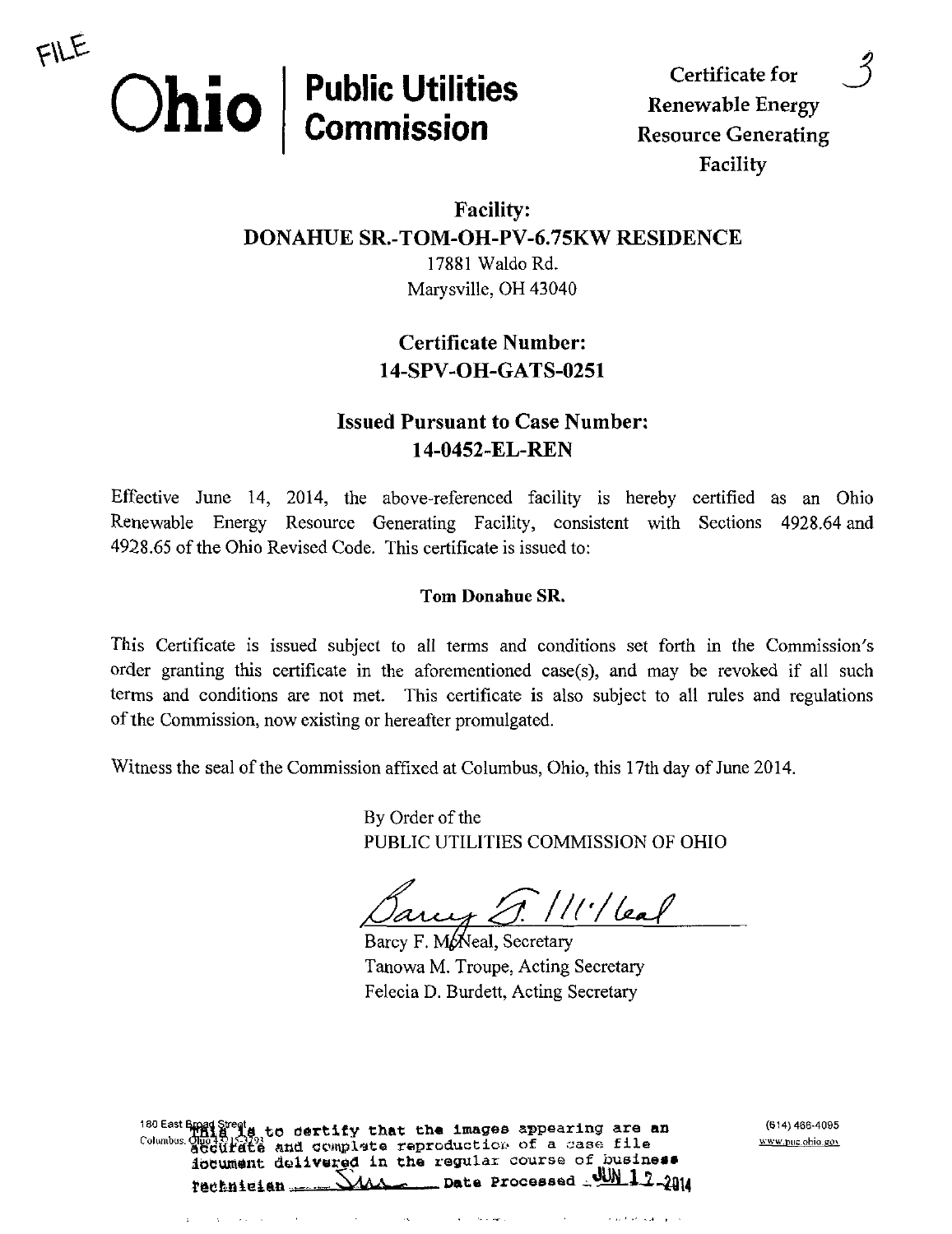FILE

# Ohio | Public Utilities Commission

Certificate for Renewable Energy Resource Generating Facility

3

## Facility:
## DONAHUE SR.-TOM-OH-PV-6.75KW RESIDENCE

17881 Waldo Rd.
Marysville, OH 43040

## Certificate Number:
## 14-SPV-OH-GATS-0251

## Issued Pursuant to Case Number:
## 14-0452-EL-REN

Effective June 14, 2014, the above-referenced facility is hereby certified as an Ohio Renewable Energy Resource Generating Facility, consistent with Sections 4928.64 and 4928.65 of the Ohio Revised Code. This certificate is issued to:

**Tom Donahue SR.**

This Certificate is issued subject to all terms and conditions set forth in the Commission's order granting this certificate in the aforementioned case(s), and may be revoked if all such terms and conditions are not met. This certificate is also subject to all rules and regulations of the Commission, now existing or hereafter promulgated.

Witness the seal of the Commission affixed at Columbus, Ohio, this 17th day of June 2014.

By Order of the
PUBLIC UTILITIES COMMISSION OF OHIO

Barcy F. McNeal, Secretary
Tanowa M. Troupe, Acting Secretary
Felecia D. Burdett, Acting Secretary

180 East Broad Street
Columbus, Ohio 43215-3793

(614) 466-4095
www.puc.ohio.gov

This is to certify that the images appearing are an accurate and complete reproduction of a case file document delivered in the regular course of business
Technician SMA Date Processed JUN 17 2014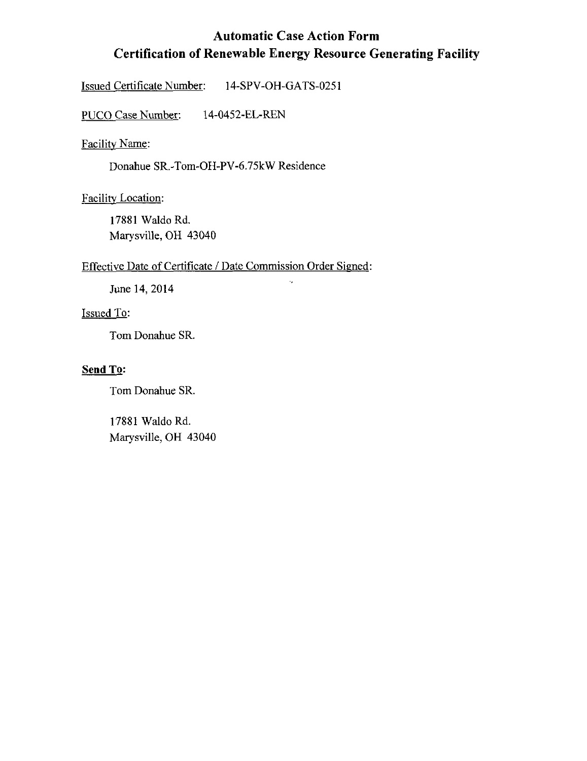# Automatic Case Action Form
# Certification of Renewable Energy Resource Generating Facility

Issued Certificate Number: 14-SPV-OH-GATS-0251

PUCO Case Number: 14-0452-EL-REN

Facility Name:

Donahue SR.-Tom-OH-PV-6.75kW Residence

Facility Location:

17881 Waldo Rd.
Marysville, OH 43040

Effective Date of Certificate / Date Commission Order Signed:

June 14, 2014

Issued To:

Tom Donahue SR.

**Send To:**

Tom Donahue SR.

17881 Waldo Rd.
Marysville, OH 43040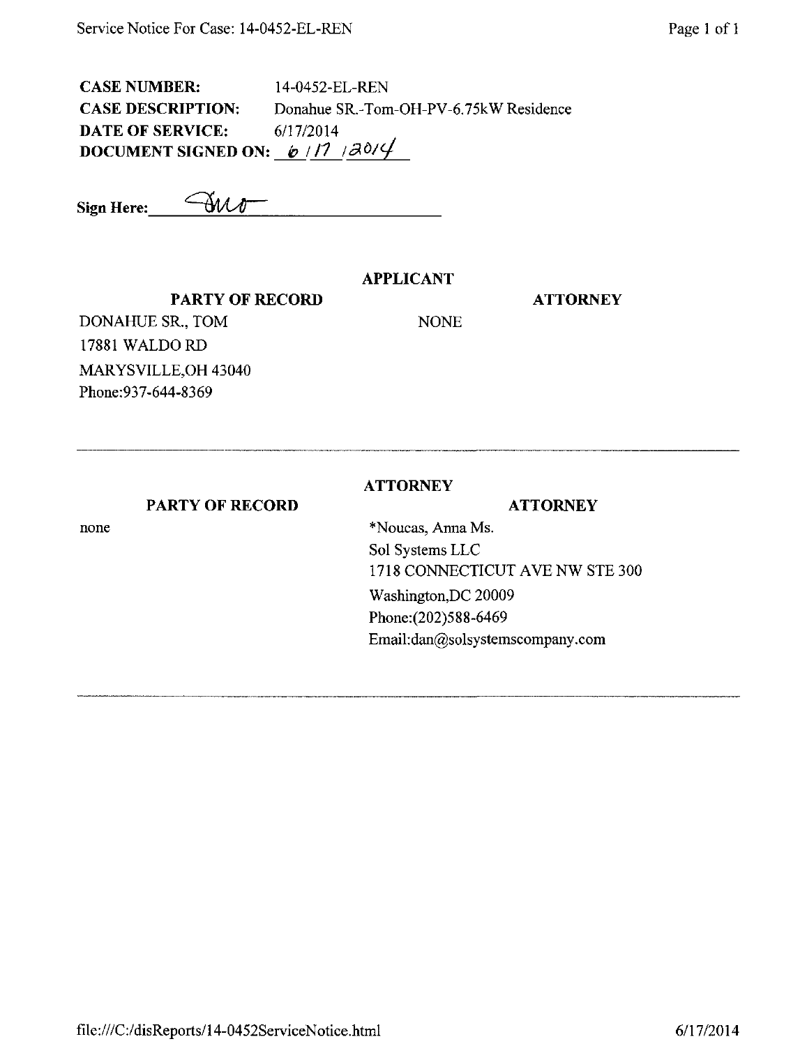**CASE NUMBER:** 14-0452-EL-REN

**CASE DESCRIPTION:** Donahue SR.-Tom-OH-PV-6.75kW Residence

**DATE OF SERVICE:** 6/17/2014

**DOCUMENT SIGNED ON:** 6 / 17 / 2014

**Sign Here:** ______________

**APPLICANT**

| PARTY OF RECORD | ATTORNEY |
| --- | --- |
| DONAHUE SR., TOM<br>17881 WALDO RD<br>MARYSVILLE,OH 43040<br>Phone:937-644-8369 | NONE |

---

**ATTORNEY**

| PARTY OF RECORD | ATTORNEY |
| --- | --- |
| none | *Noucas, Anna Ms.<br>Sol Systems LLC<br>1718 CONNECTICUT AVE NW STE 300<br>Washington,DC 20009<br>Phone:(202)588-6469<br>Email:dan@solsystemscompany.com |

---